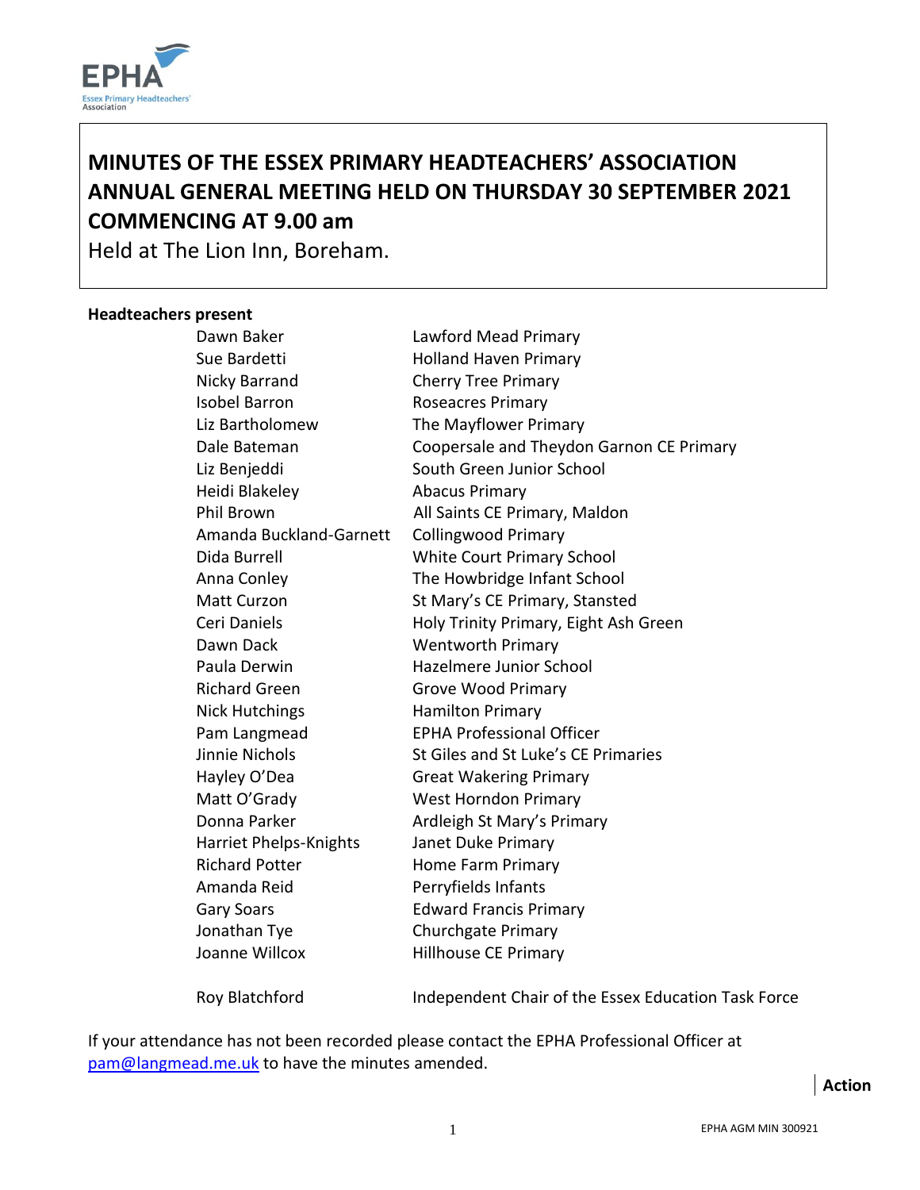# MINUTES OF THE ESSEX PRIMARY HEADTEACHERS' ASSOCIATION ANNUAL GENERAL MEETING HELD ON THURSDAY 30 SEPTEMBER 2021 COMMENCING AT 9.00 am

Held at The Lion Inn, Boreham.

**Headteachers present**

| | |
|---|---|
| Dawn Baker | Lawford Mead Primary |
| Sue Bardetti | Holland Haven Primary |
| Nicky Barrand | Cherry Tree Primary |
| Isobel Barron | Roseacres Primary |
| Liz Bartholomew | The Mayflower Primary |
| Dale Bateman | Coopersale and Theydon Garnon CE Primary |
| Liz Benjeddi | South Green Junior School |
| Heidi Blakeley | Abacus Primary |
| Phil Brown | All Saints CE Primary, Maldon |
| Amanda Buckland-Garnett | Collingwood Primary |
| Dida Burrell | White Court Primary School |
| Anna Conley | The Howbridge Infant School |
| Matt Curzon | St Mary's CE Primary, Stansted |
| Ceri Daniels | Holy Trinity Primary, Eight Ash Green |
| Dawn Dack | Wentworth Primary |
| Paula Derwin | Hazelmere Junior School |
| Richard Green | Grove Wood Primary |
| Nick Hutchings | Hamilton Primary |
| Pam Langmead | EPHA Professional Officer |
| Jinnie Nichols | St Giles and St Luke's CE Primaries |
| Hayley O'Dea | Great Wakering Primary |
| Matt O'Grady | West Horndon Primary |
| Donna Parker | Ardleigh St Mary's Primary |
| Harriet Phelps-Knights | Janet Duke Primary |
| Richard Potter | Home Farm Primary |
| Amanda Reid | Perryfields Infants |
| Gary Soars | Edward Francis Primary |
| Jonathan Tye | Churchgate Primary |
| Joanne Willcox | Hillhouse CE Primary |
| | |
| Roy Blatchford | Independent Chair of the Essex Education Task Force |

If your attendance has not been recorded please contact the EPHA Professional Officer at pam@langmead.me.uk to have the minutes amended.

**Action**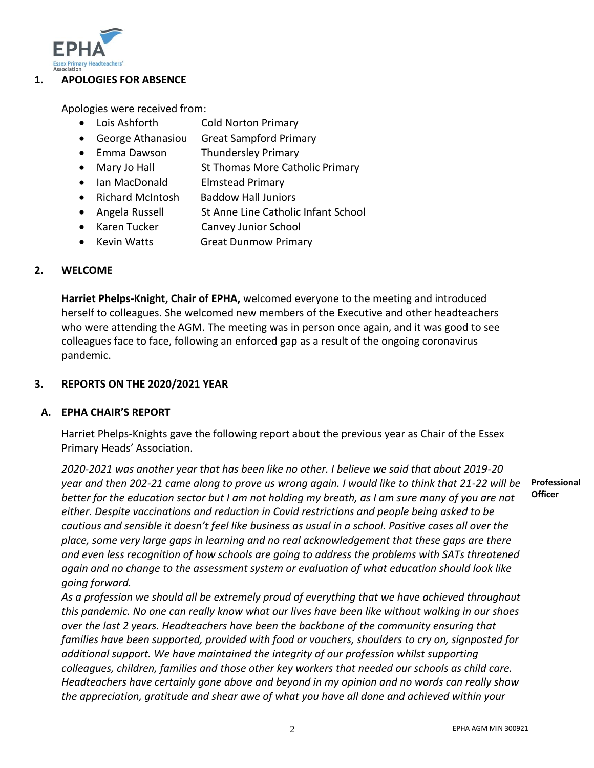## 1. APOLOGIES FOR ABSENCE

Apologies were received from:

- Lois Ashforth — Cold Norton Primary
- George Athanasiou — Great Sampford Primary
- Emma Dawson — Thundersley Primary
- Mary Jo Hall — St Thomas More Catholic Primary
- Ian MacDonald — Elmstead Primary
- Richard McIntosh — Baddow Hall Juniors
- Angela Russell — St Anne Line Catholic Infant School
- Karen Tucker — Canvey Junior School
- Kevin Watts — Great Dunmow Primary

## 2. WELCOME

**Harriet Phelps-Knight, Chair of EPHA,** welcomed everyone to the meeting and introduced herself to colleagues. She welcomed new members of the Executive and other headteachers who were attending the AGM. The meeting was in person once again, and it was good to see colleagues face to face, following an enforced gap as a result of the ongoing coronavirus pandemic.

## 3. REPORTS ON THE 2020/2021 YEAR

### A. EPHA CHAIR'S REPORT

Harriet Phelps-Knights gave the following report about the previous year as Chair of the Essex Primary Heads' Association.

**Professional Officer**

*2020-2021 was another year that has been like no other. I believe we said that about 2019-20 year and then 202-21 came along to prove us wrong again. I would like to think that 21-22 will be better for the education sector but I am not holding my breath, as I am sure many of you are not either. Despite vaccinations and reduction in Covid restrictions and people being asked to be cautious and sensible it doesn't feel like business as usual in a school. Positive cases all over the place, some very large gaps in learning and no real acknowledgement that these gaps are there and even less recognition of how schools are going to address the problems with SATs threatened again and no change to the assessment system or evaluation of what education should look like going forward.*

*As a profession we should all be extremely proud of everything that we have achieved throughout this pandemic. No one can really know what our lives have been like without walking in our shoes over the last 2 years. Headteachers have been the backbone of the community ensuring that families have been supported, provided with food or vouchers, shoulders to cry on, signposted for additional support. We have maintained the integrity of our profession whilst supporting colleagues, children, families and those other key workers that needed our schools as child care. Headteachers have certainly gone above and beyond in my opinion and no words can really show the appreciation, gratitude and shear awe of what you have all done and achieved within your*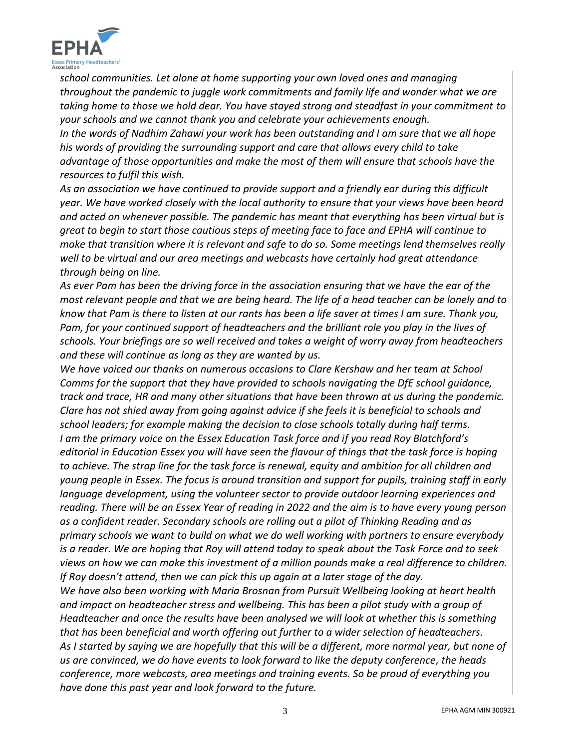*school communities. Let alone at home supporting your own loved ones and managing throughout the pandemic to juggle work commitments and family life and wonder what we are taking home to those we hold dear. You have stayed strong and steadfast in your commitment to your schools and we cannot thank you and celebrate your achievements enough.*

*In the words of Nadhim Zahawi your work has been outstanding and I am sure that we all hope his words of providing the surrounding support and care that allows every child to take advantage of those opportunities and make the most of them will ensure that schools have the resources to fulfil this wish.*

*As an association we have continued to provide support and a friendly ear during this difficult year. We have worked closely with the local authority to ensure that your views have been heard and acted on whenever possible. The pandemic has meant that everything has been virtual but is great to begin to start those cautious steps of meeting face to face and EPHA will continue to make that transition where it is relevant and safe to do so. Some meetings lend themselves really well to be virtual and our area meetings and webcasts have certainly had great attendance through being on line.*

*As ever Pam has been the driving force in the association ensuring that we have the ear of the most relevant people and that we are being heard. The life of a head teacher can be lonely and to know that Pam is there to listen at our rants has been a life saver at times I am sure. Thank you, Pam, for your continued support of headteachers and the brilliant role you play in the lives of schools. Your briefings are so well received and takes a weight of worry away from headteachers and these will continue as long as they are wanted by us.*

*We have voiced our thanks on numerous occasions to Clare Kershaw and her team at School Comms for the support that they have provided to schools navigating the DfE school guidance, track and trace, HR and many other situations that have been thrown at us during the pandemic. Clare has not shied away from going against advice if she feels it is beneficial to schools and school leaders; for example making the decision to close schools totally during half terms.*

*I am the primary voice on the Essex Education Task force and if you read Roy Blatchford's editorial in Education Essex you will have seen the flavour of things that the task force is hoping to achieve. The strap line for the task force is renewal, equity and ambition for all children and young people in Essex. The focus is around transition and support for pupils, training staff in early language development, using the volunteer sector to provide outdoor learning experiences and reading. There will be an Essex Year of reading in 2022 and the aim is to have every young person as a confident reader. Secondary schools are rolling out a pilot of Thinking Reading and as primary schools we want to build on what we do well working with partners to ensure everybody is a reader. We are hoping that Roy will attend today to speak about the Task Force and to seek views on how we can make this investment of a million pounds make a real difference to children. If Roy doesn't attend, then we can pick this up again at a later stage of the day.*

*We have also been working with Maria Brosnan from Pursuit Wellbeing looking at heart health and impact on headteacher stress and wellbeing. This has been a pilot study with a group of Headteacher and once the results have been analysed we will look at whether this is something that has been beneficial and worth offering out further to a wider selection of headteachers.*

*As I started by saying we are hopefully that this will be a different, more normal year, but none of us are convinced, we do have events to look forward to like the deputy conference, the heads conference, more webcasts, area meetings and training events. So be proud of everything you have done this past year and look forward to the future.*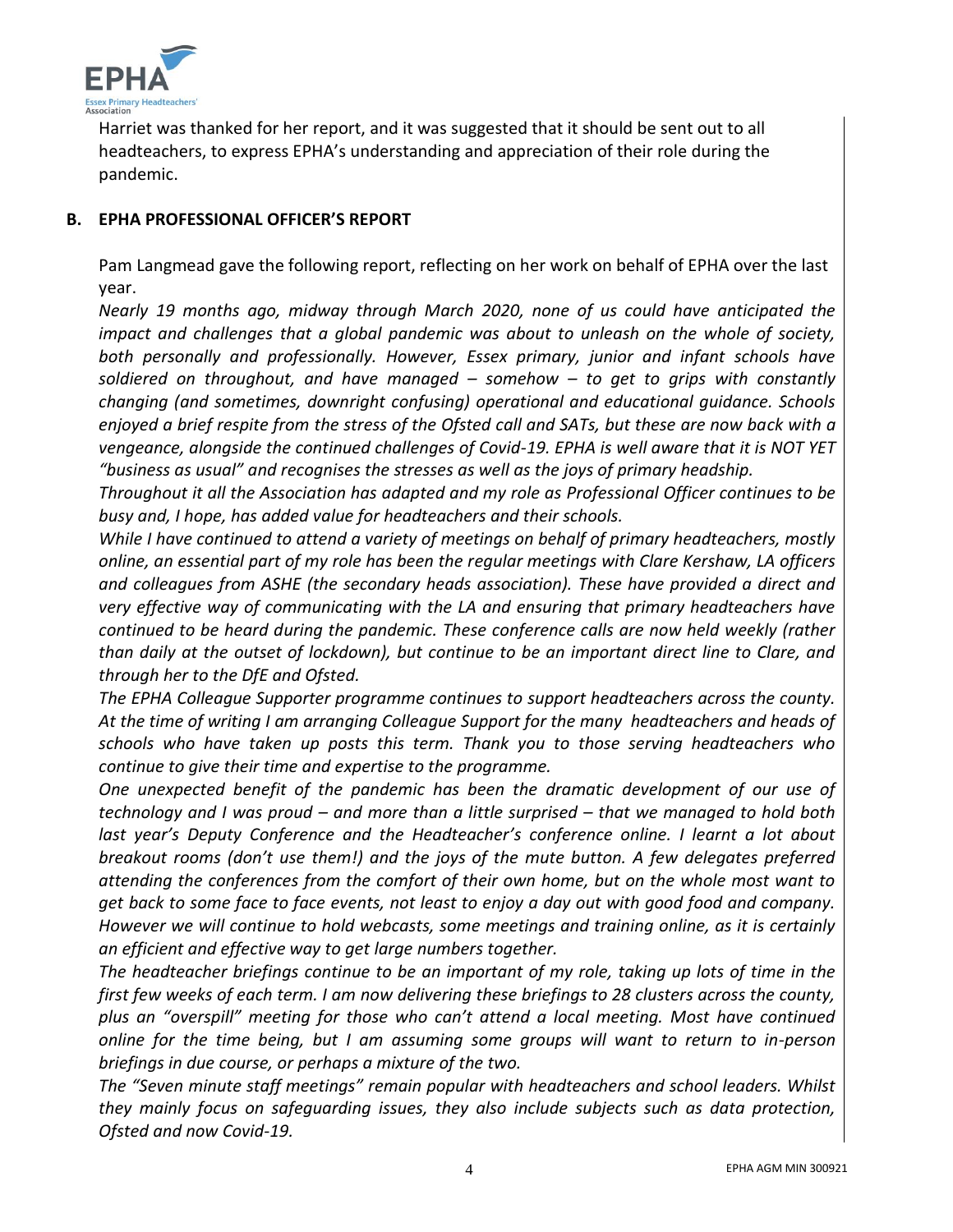Harriet was thanked for her report, and it was suggested that it should be sent out to all headteachers, to express EPHA's understanding and appreciation of their role during the pandemic.

## B. EPHA PROFESSIONAL OFFICER'S REPORT

Pam Langmead gave the following report, reflecting on her work on behalf of EPHA over the last year.

*Nearly 19 months ago, midway through March 2020, none of us could have anticipated the impact and challenges that a global pandemic was about to unleash on the whole of society, both personally and professionally. However, Essex primary, junior and infant schools have soldiered on throughout, and have managed – somehow – to get to grips with constantly changing (and sometimes, downright confusing) operational and educational guidance. Schools enjoyed a brief respite from the stress of the Ofsted call and SATs, but these are now back with a vengeance, alongside the continued challenges of Covid-19. EPHA is well aware that it is NOT YET "business as usual" and recognises the stresses as well as the joys of primary headship.*

*Throughout it all the Association has adapted and my role as Professional Officer continues to be busy and, I hope, has added value for headteachers and their schools.*

*While I have continued to attend a variety of meetings on behalf of primary headteachers, mostly online, an essential part of my role has been the regular meetings with Clare Kershaw, LA officers and colleagues from ASHE (the secondary heads association). These have provided a direct and very effective way of communicating with the LA and ensuring that primary headteachers have continued to be heard during the pandemic. These conference calls are now held weekly (rather than daily at the outset of lockdown), but continue to be an important direct line to Clare, and through her to the DfE and Ofsted.*

*The EPHA Colleague Supporter programme continues to support headteachers across the county. At the time of writing I am arranging Colleague Support for the many headteachers and heads of schools who have taken up posts this term. Thank you to those serving headteachers who continue to give their time and expertise to the programme.*

*One unexpected benefit of the pandemic has been the dramatic development of our use of technology and I was proud – and more than a little surprised – that we managed to hold both last year's Deputy Conference and the Headteacher's conference online. I learnt a lot about breakout rooms (don't use them!) and the joys of the mute button. A few delegates preferred attending the conferences from the comfort of their own home, but on the whole most want to get back to some face to face events, not least to enjoy a day out with good food and company. However we will continue to hold webcasts, some meetings and training online, as it is certainly an efficient and effective way to get large numbers together.*

*The headteacher briefings continue to be an important of my role, taking up lots of time in the first few weeks of each term. I am now delivering these briefings to 28 clusters across the county, plus an "overspill" meeting for those who can't attend a local meeting. Most have continued online for the time being, but I am assuming some groups will want to return to in-person briefings in due course, or perhaps a mixture of the two.*

*The "Seven minute staff meetings" remain popular with headteachers and school leaders. Whilst they mainly focus on safeguarding issues, they also include subjects such as data protection, Ofsted and now Covid-19.*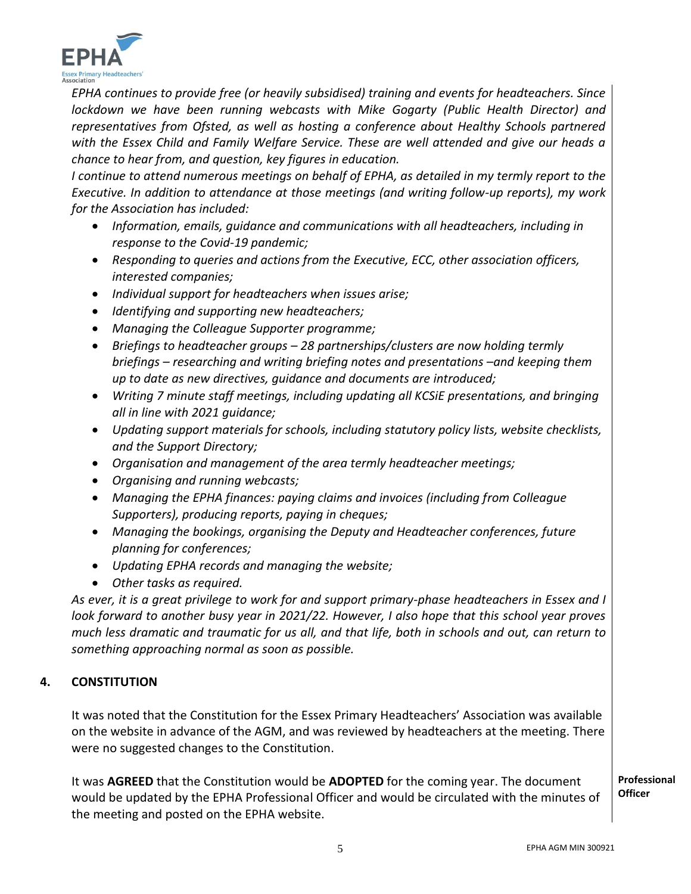*EPHA continues to provide free (or heavily subsidised) training and events for headteachers. Since lockdown we have been running webcasts with Mike Gogarty (Public Health Director) and representatives from Ofsted, as well as hosting a conference about Healthy Schools partnered with the Essex Child and Family Welfare Service. These are well attended and give our heads a chance to hear from, and question, key figures in education.*

*I continue to attend numerous meetings on behalf of EPHA, as detailed in my termly report to the Executive. In addition to attendance at those meetings (and writing follow-up reports), my work for the Association has included:*

- *Information, emails, guidance and communications with all headteachers, including in response to the Covid-19 pandemic;*
- *Responding to queries and actions from the Executive, ECC, other association officers, interested companies;*
- *Individual support for headteachers when issues arise;*
- *Identifying and supporting new headteachers;*
- *Managing the Colleague Supporter programme;*
- *Briefings to headteacher groups – 28 partnerships/clusters are now holding termly briefings – researching and writing briefing notes and presentations –and keeping them up to date as new directives, guidance and documents are introduced;*
- *Writing 7 minute staff meetings, including updating all KCSiE presentations, and bringing all in line with 2021 guidance;*
- *Updating support materials for schools, including statutory policy lists, website checklists, and the Support Directory;*
- *Organisation and management of the area termly headteacher meetings;*
- *Organising and running webcasts;*
- *Managing the EPHA finances: paying claims and invoices (including from Colleague Supporters), producing reports, paying in cheques;*
- *Managing the bookings, organising the Deputy and Headteacher conferences, future planning for conferences;*
- *Updating EPHA records and managing the website;*
- *Other tasks as required.*

*As ever, it is a great privilege to work for and support primary-phase headteachers in Essex and I look forward to another busy year in 2021/22. However, I also hope that this school year proves much less dramatic and traumatic for us all, and that life, both in schools and out, can return to something approaching normal as soon as possible.*

## 4. CONSTITUTION

It was noted that the Constitution for the Essex Primary Headteachers' Association was available on the website in advance of the AGM, and was reviewed by headteachers at the meeting. There were no suggested changes to the Constitution.

It was **AGREED** that the Constitution would be **ADOPTED** for the coming year. The document would be updated by the EPHA Professional Officer and would be circulated with the minutes of the meeting and posted on the EPHA website. — **Professional Officer**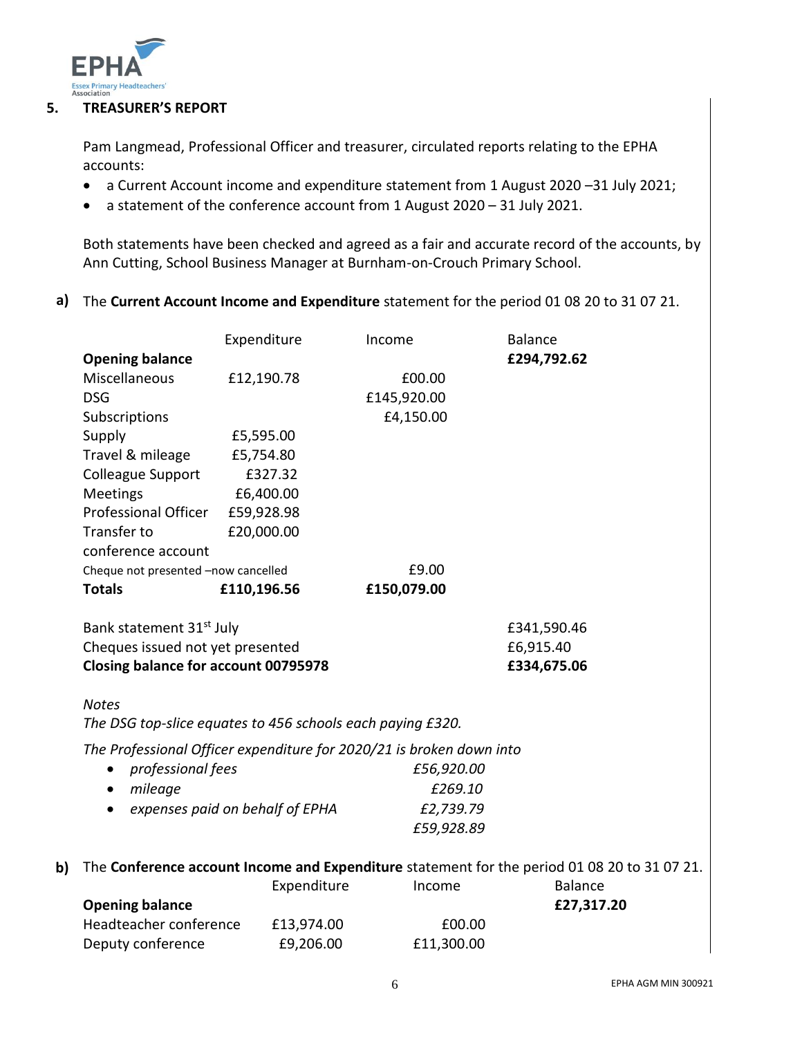## 5. TREASURER'S REPORT

Pam Langmead, Professional Officer and treasurer, circulated reports relating to the EPHA accounts:

- a Current Account income and expenditure statement from 1 August 2020 –31 July 2021;
- a statement of the conference account from 1 August 2020 – 31 July 2021.

Both statements have been checked and agreed as a fair and accurate record of the accounts, by Ann Cutting, School Business Manager at Burnham-on-Crouch Primary School.

**a)** The **Current Account Income and Expenditure** statement for the period 01 08 20 to 31 07 21.

| | Expenditure | Income | Balance |
|---|---|---|---|
| **Opening balance** | | | **£294,792.62** |
| Miscellaneous | £12,190.78 | £00.00 | |
| DSG | | £145,920.00 | |
| Subscriptions | | £4,150.00 | |
| Supply | £5,595.00 | | |
| Travel & mileage | £5,754.80 | | |
| Colleague Support | £327.32 | | |
| Meetings | £6,400.00 | | |
| Professional Officer | £59,928.98 | | |
| Transfer to conference account | £20,000.00 | | |
| Cheque not presented –now cancelled | | £9.00 | |
| **Totals** | **£110,196.56** | **£150,079.00** | |
| Bank statement 31st July | | | £341,590.46 |
| Cheques issued not yet presented | | | £6,915.40 |
| **Closing balance for account 00795978** | | | **£334,675.06** |

*Notes*

*The DSG top-slice equates to 456 schools each paying £320.*

*The Professional Officer expenditure for 2020/21 is broken down into*

| | |
|---|---|
| • *professional fees* | *£56,920.00* |
| • *mileage* | *£269.10* |
| • *expenses paid on behalf of EPHA* | *£2,739.79* |
| | *£59,928.89* |

**b)** The **Conference account Income and Expenditure** statement for the period 01 08 20 to 31 07 21.

| | Expenditure | Income | Balance |
|---|---|---|---|
| **Opening balance** | | | **£27,317.20** |
| Headteacher conference | £13,974.00 | £00.00 | |
| Deputy conference | £9,206.00 | £11,300.00 | |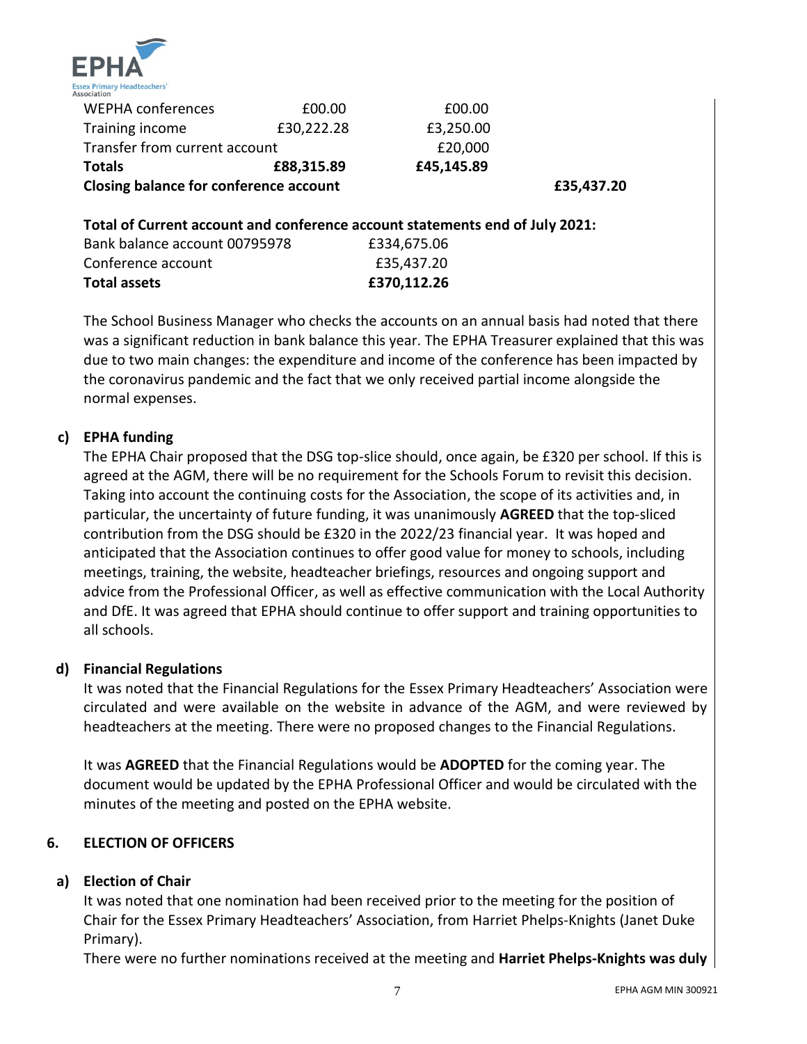| | | | |
|---|---|---|---|
| WEPHA conferences | £00.00 | £00.00 | |
| Training income | £30,222.28 | £3,250.00 | |
| Transfer from current account | | £20,000 | |
| **Totals** | **£88,315.89** | **£45,145.89** | |
| **Closing balance for conference account** | | | **£35,437.20** |

**Total of Current account and conference account statements end of July 2021:**

| | |
|---|---|
| Bank balance account 00795978 | £334,675.06 |
| Conference account | £35,437.20 |
| **Total assets** | **£370,112.26** |

The School Business Manager who checks the accounts on an annual basis had noted that there was a significant reduction in bank balance this year. The EPHA Treasurer explained that this was due to two main changes: the expenditure and income of the conference has been impacted by the coronavirus pandemic and the fact that we only received partial income alongside the normal expenses.

### c) EPHA funding

The EPHA Chair proposed that the DSG top-slice should, once again, be £320 per school. If this is agreed at the AGM, there will be no requirement for the Schools Forum to revisit this decision. Taking into account the continuing costs for the Association, the scope of its activities and, in particular, the uncertainty of future funding, it was unanimously **AGREED** that the top-sliced contribution from the DSG should be £320 in the 2022/23 financial year. It was hoped and anticipated that the Association continues to offer good value for money to schools, including meetings, training, the website, headteacher briefings, resources and ongoing support and advice from the Professional Officer, as well as effective communication with the Local Authority and DfE. It was agreed that EPHA should continue to offer support and training opportunities to all schools.

### d) Financial Regulations

It was noted that the Financial Regulations for the Essex Primary Headteachers' Association were circulated and were available on the website in advance of the AGM, and were reviewed by headteachers at the meeting. There were no proposed changes to the Financial Regulations.

It was **AGREED** that the Financial Regulations would be **ADOPTED** for the coming year. The document would be updated by the EPHA Professional Officer and would be circulated with the minutes of the meeting and posted on the EPHA website.

## 6. ELECTION OF OFFICERS

### a) Election of Chair

It was noted that one nomination had been received prior to the meeting for the position of Chair for the Essex Primary Headteachers' Association, from Harriet Phelps-Knights (Janet Duke Primary).

There were no further nominations received at the meeting and **Harriet Phelps-Knights was duly**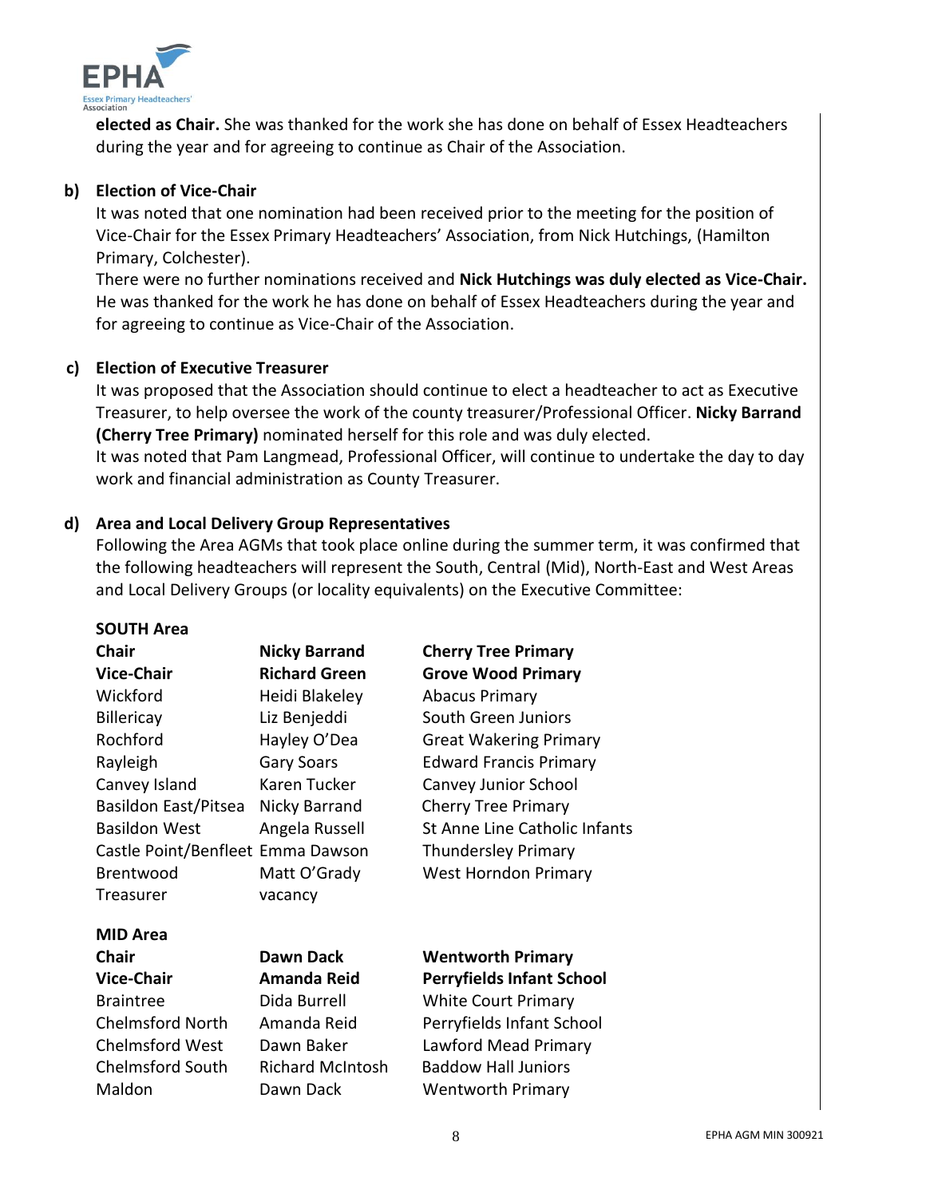**elected as Chair.** She was thanked for the work she has done on behalf of Essex Headteachers during the year and for agreeing to continue as Chair of the Association.

**b) Election of Vice-Chair**

It was noted that one nomination had been received prior to the meeting for the position of Vice-Chair for the Essex Primary Headteachers' Association, from Nick Hutchings, (Hamilton Primary, Colchester).

There were no further nominations received and **Nick Hutchings was duly elected as Vice-Chair.** He was thanked for the work he has done on behalf of Essex Headteachers during the year and for agreeing to continue as Vice-Chair of the Association.

**c) Election of Executive Treasurer**

It was proposed that the Association should continue to elect a headteacher to act as Executive Treasurer, to help oversee the work of the county treasurer/Professional Officer. **Nicky Barrand (Cherry Tree Primary)** nominated herself for this role and was duly elected.

It was noted that Pam Langmead, Professional Officer, will continue to undertake the day to day work and financial administration as County Treasurer.

**d) Area and Local Delivery Group Representatives**

Following the Area AGMs that took place online during the summer term, it was confirmed that the following headteachers will represent the South, Central (Mid), North-East and West Areas and Local Delivery Groups (or locality equivalents) on the Executive Committee:

**SOUTH Area**

| | | |
|---|---|---|
| **Chair** | **Nicky Barrand** | **Cherry Tree Primary** |
| **Vice-Chair** | **Richard Green** | **Grove Wood Primary** |
| Wickford | Heidi Blakeley | Abacus Primary |
| Billericay | Liz Benjeddi | South Green Juniors |
| Rochford | Hayley O'Dea | Great Wakering Primary |
| Rayleigh | Gary Soars | Edward Francis Primary |
| Canvey Island | Karen Tucker | Canvey Junior School |
| Basildon East/Pitsea | Nicky Barrand | Cherry Tree Primary |
| Basildon West | Angela Russell | St Anne Line Catholic Infants |
| Castle Point/Benfleet | Emma Dawson | Thundersley Primary |
| Brentwood | Matt O'Grady | West Horndon Primary |
| Treasurer | vacancy | |

**MID Area**

| | | |
|---|---|---|
| **Chair** | **Dawn Dack** | **Wentworth Primary** |
| **Vice-Chair** | **Amanda Reid** | **Perryfields Infant School** |
| Braintree | Dida Burrell | White Court Primary |
| Chelmsford North | Amanda Reid | Perryfields Infant School |
| Chelmsford West | Dawn Baker | Lawford Mead Primary |
| Chelmsford South | Richard McIntosh | Baddow Hall Juniors |
| Maldon | Dawn Dack | Wentworth Primary |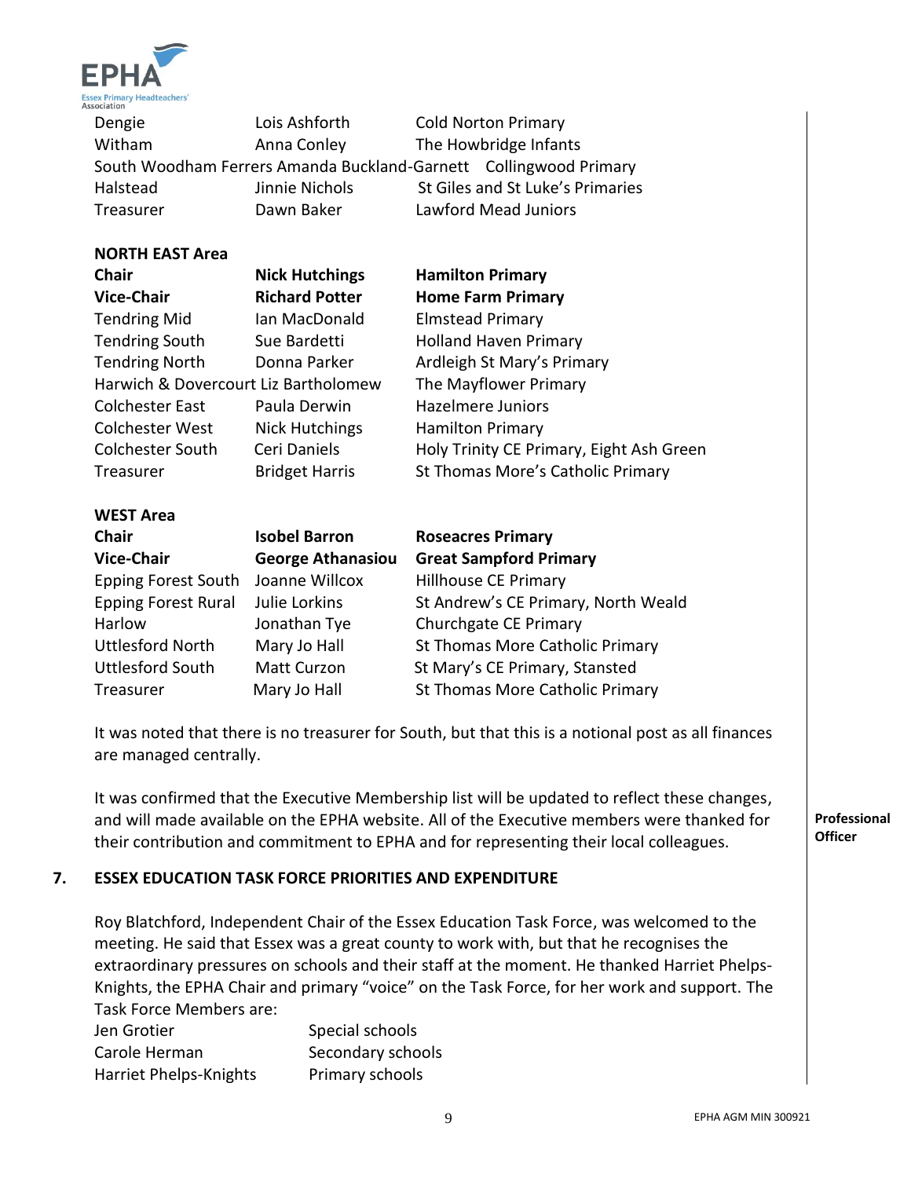| | | |
|---|---|---|
| Dengie | Lois Ashforth | Cold Norton Primary |
| Witham | Anna Conley | The Howbridge Infants |
| South Woodham Ferrers | Amanda Buckland-Garnett | Collingwood Primary |
| Halstead | Jinnie Nichols | St Giles and St Luke's Primaries |
| Treasurer | Dawn Baker | Lawford Mead Juniors |

**NORTH EAST Area**

| | | |
|---|---|---|
| **Chair** | **Nick Hutchings** | **Hamilton Primary** |
| **Vice-Chair** | **Richard Potter** | **Home Farm Primary** |
| Tendring Mid | Ian MacDonald | Elmstead Primary |
| Tendring South | Sue Bardetti | Holland Haven Primary |
| Tendring North | Donna Parker | Ardleigh St Mary's Primary |
| Harwich & Dovercourt | Liz Bartholomew | The Mayflower Primary |
| Colchester East | Paula Derwin | Hazelmere Juniors |
| Colchester West | Nick Hutchings | Hamilton Primary |
| Colchester South | Ceri Daniels | Holy Trinity CE Primary, Eight Ash Green |
| Treasurer | Bridget Harris | St Thomas More's Catholic Primary |

**WEST Area**

| | | |
|---|---|---|
| **Chair** | **Isobel Barron** | **Roseacres Primary** |
| **Vice-Chair** | **George Athanasiou** | **Great Sampford Primary** |
| Epping Forest South | Joanne Willcox | Hillhouse CE Primary |
| Epping Forest Rural | Julie Lorkins | St Andrew's CE Primary, North Weald |
| Harlow | Jonathan Tye | Churchgate CE Primary |
| Uttlesford North | Mary Jo Hall | St Thomas More Catholic Primary |
| Uttlesford South | Matt Curzon | St Mary's CE Primary, Stansted |
| Treasurer | Mary Jo Hall | St Thomas More Catholic Primary |

It was noted that there is no treasurer for South, but that this is a notional post as all finances are managed centrally.

It was confirmed that the Executive Membership list will be updated to reflect these changes, and will made available on the EPHA website. All of the Executive members were thanked for their contribution and commitment to EPHA and for representing their local colleagues.

**Professional Officer**

## 7. ESSEX EDUCATION TASK FORCE PRIORITIES AND EXPENDITURE

Roy Blatchford, Independent Chair of the Essex Education Task Force, was welcomed to the meeting. He said that Essex was a great county to work with, but that he recognises the extraordinary pressures on schools and their staff at the moment. He thanked Harriet Phelps-Knights, the EPHA Chair and primary "voice" on the Task Force, for her work and support. The Task Force Members are:

| | |
|---|---|
| Jen Grotier | Special schools |
| Carole Herman | Secondary schools |
| Harriet Phelps-Knights | Primary schools |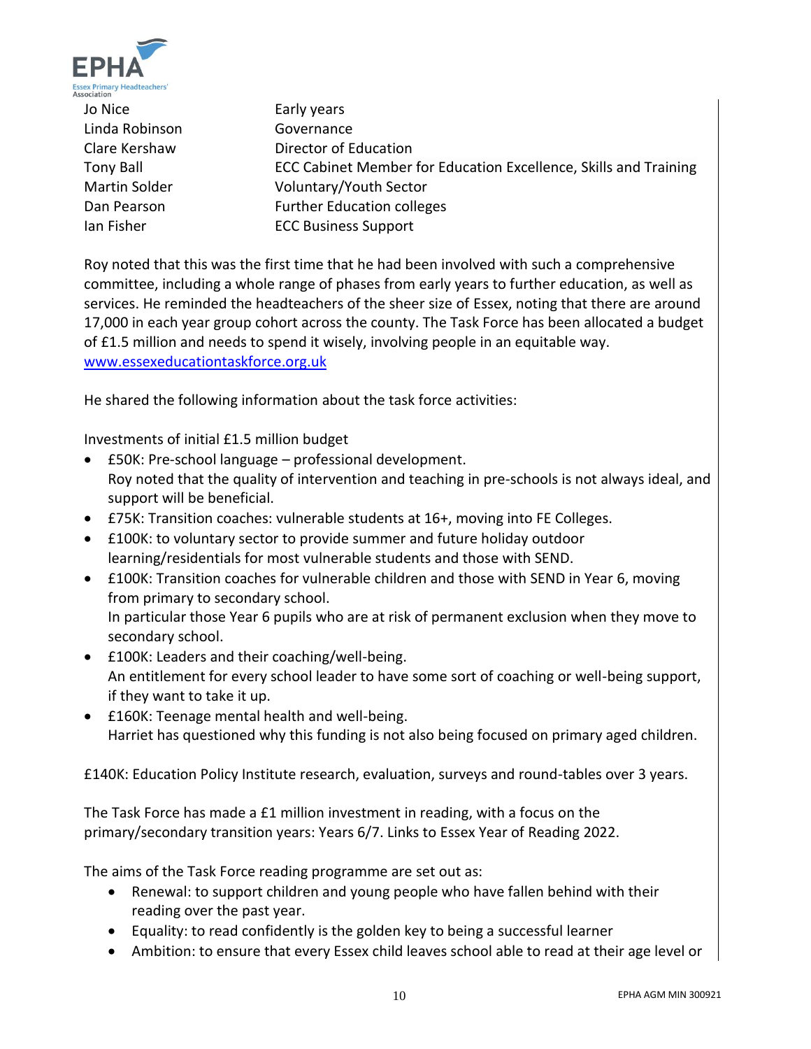| | |
|---|---|
| Jo Nice | Early years |
| Linda Robinson | Governance |
| Clare Kershaw | Director of Education |
| Tony Ball | ECC Cabinet Member for Education Excellence, Skills and Training |
| Martin Solder | Voluntary/Youth Sector |
| Dan Pearson | Further Education colleges |
| Ian Fisher | ECC Business Support |

Roy noted that this was the first time that he had been involved with such a comprehensive committee, including a whole range of phases from early years to further education, as well as services. He reminded the headteachers of the sheer size of Essex, noting that there are around 17,000 in each year group cohort across the county. The Task Force has been allocated a budget of £1.5 million and needs to spend it wisely, involving people in an equitable way.
[www.essexeducationtaskforce.org.uk](http://www.essexeducationtaskforce.org.uk)

He shared the following information about the task force activities:

Investments of initial £1.5 million budget

- £50K: Pre-school language – professional development.
  Roy noted that the quality of intervention and teaching in pre-schools is not always ideal, and support will be beneficial.
- £75K: Transition coaches: vulnerable students at 16+, moving into FE Colleges.
- £100K: to voluntary sector to provide summer and future holiday outdoor learning/residentials for most vulnerable students and those with SEND.
- £100K: Transition coaches for vulnerable children and those with SEND in Year 6, moving from primary to secondary school.
  In particular those Year 6 pupils who are at risk of permanent exclusion when they move to secondary school.
- £100K: Leaders and their coaching/well-being.
  An entitlement for every school leader to have some sort of coaching or well-being support, if they want to take it up.
- £160K: Teenage mental health and well-being.
  Harriet has questioned why this funding is not also being focused on primary aged children.

£140K: Education Policy Institute research, evaluation, surveys and round-tables over 3 years.

The Task Force has made a £1 million investment in reading, with a focus on the primary/secondary transition years: Years 6/7. Links to Essex Year of Reading 2022.

The aims of the Task Force reading programme are set out as:

- Renewal: to support children and young people who have fallen behind with their reading over the past year.
- Equality: to read confidently is the golden key to being a successful learner
- Ambition: to ensure that every Essex child leaves school able to read at their age level or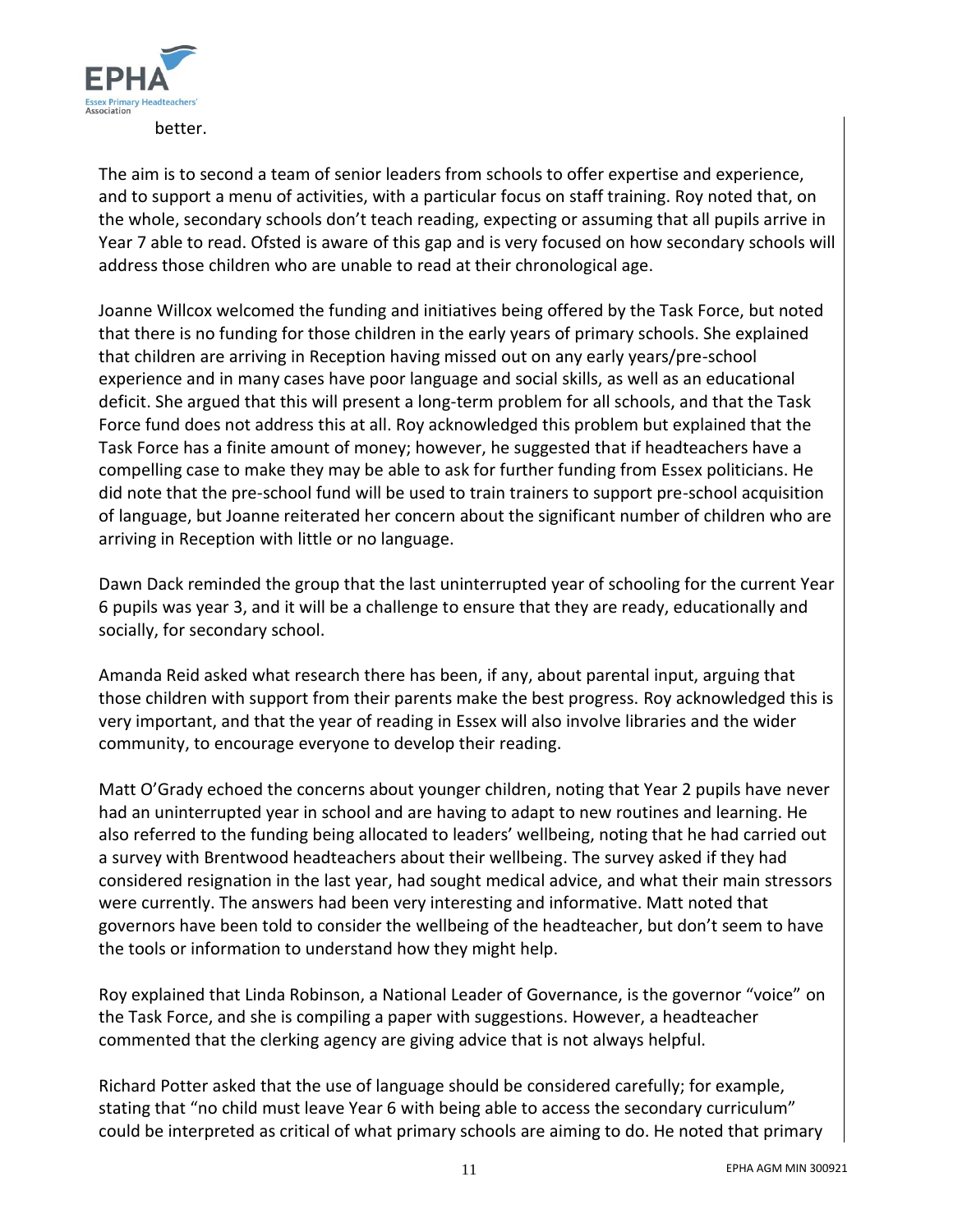better.

The aim is to second a team of senior leaders from schools to offer expertise and experience, and to support a menu of activities, with a particular focus on staff training. Roy noted that, on the whole, secondary schools don't teach reading, expecting or assuming that all pupils arrive in Year 7 able to read. Ofsted is aware of this gap and is very focused on how secondary schools will address those children who are unable to read at their chronological age.

Joanne Willcox welcomed the funding and initiatives being offered by the Task Force, but noted that there is no funding for those children in the early years of primary schools. She explained that children are arriving in Reception having missed out on any early years/pre-school experience and in many cases have poor language and social skills, as well as an educational deficit. She argued that this will present a long-term problem for all schools, and that the Task Force fund does not address this at all. Roy acknowledged this problem but explained that the Task Force has a finite amount of money; however, he suggested that if headteachers have a compelling case to make they may be able to ask for further funding from Essex politicians. He did note that the pre-school fund will be used to train trainers to support pre-school acquisition of language, but Joanne reiterated her concern about the significant number of children who are arriving in Reception with little or no language.

Dawn Dack reminded the group that the last uninterrupted year of schooling for the current Year 6 pupils was year 3, and it will be a challenge to ensure that they are ready, educationally and socially, for secondary school.

Amanda Reid asked what research there has been, if any, about parental input, arguing that those children with support from their parents make the best progress. Roy acknowledged this is very important, and that the year of reading in Essex will also involve libraries and the wider community, to encourage everyone to develop their reading.

Matt O'Grady echoed the concerns about younger children, noting that Year 2 pupils have never had an uninterrupted year in school and are having to adapt to new routines and learning. He also referred to the funding being allocated to leaders' wellbeing, noting that he had carried out a survey with Brentwood headteachers about their wellbeing. The survey asked if they had considered resignation in the last year, had sought medical advice, and what their main stressors were currently. The answers had been very interesting and informative. Matt noted that governors have been told to consider the wellbeing of the headteacher, but don't seem to have the tools or information to understand how they might help.

Roy explained that Linda Robinson, a National Leader of Governance, is the governor "voice" on the Task Force, and she is compiling a paper with suggestions. However, a headteacher commented that the clerking agency are giving advice that is not always helpful.

Richard Potter asked that the use of language should be considered carefully; for example, stating that "no child must leave Year 6 with being able to access the secondary curriculum" could be interpreted as critical of what primary schools are aiming to do. He noted that primary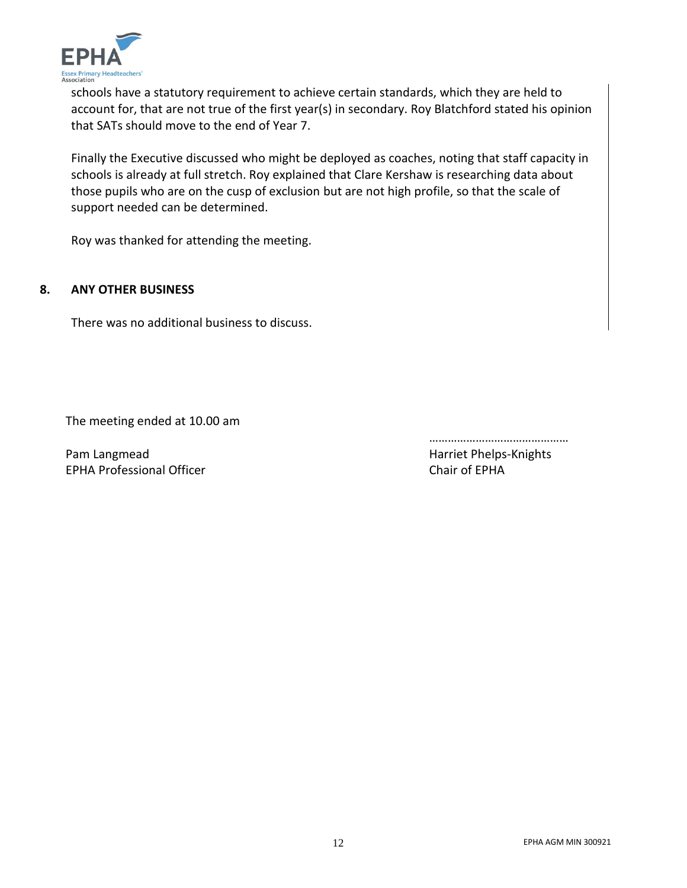schools have a statutory requirement to achieve certain standards, which they are held to account for, that are not true of the first year(s) in secondary. Roy Blatchford stated his opinion that SATs should move to the end of Year 7.

Finally the Executive discussed who might be deployed as coaches, noting that staff capacity in schools is already at full stretch. Roy explained that Clare Kershaw is researching data about those pupils who are on the cusp of exclusion but are not high profile, so that the scale of support needed can be determined.

Roy was thanked for attending the meeting.

## 8. ANY OTHER BUSINESS

There was no additional business to discuss.

The meeting ended at 10.00 am

Pam Langmead
EPHA Professional Officer

……………………………………
Harriet Phelps-Knights
Chair of EPHA